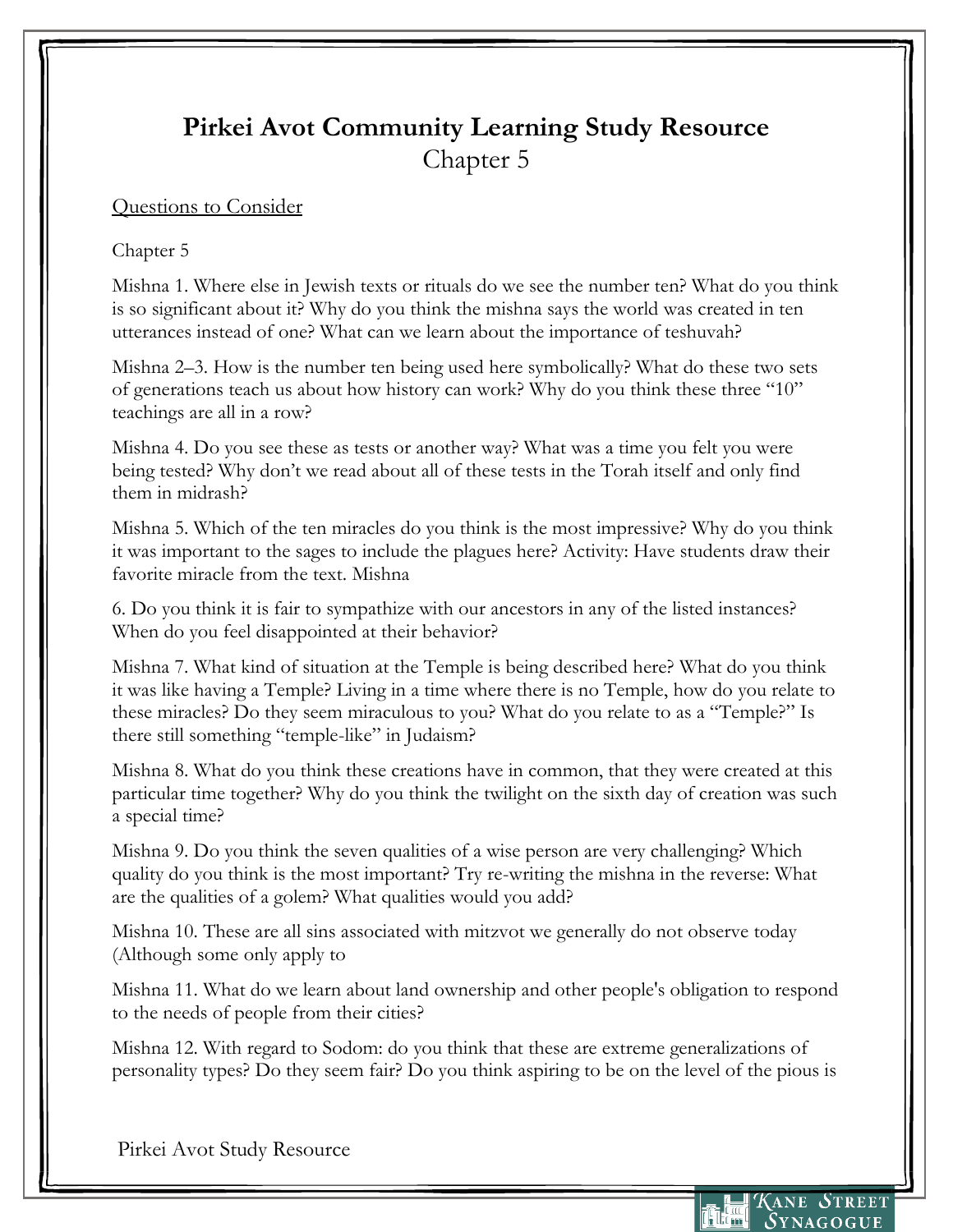# Pirkei Avot Community Learning Study Resource

## Chapter 5

Questions to Consider

Chapter 5

Mishna 1. Where else in Jewish texts or rituals do we see the number ten? What do you think is so significant about it? Why do you think the mishna says the world was created in ten utterances instead of one? What can we learn about the importance of teshuvah?

Mishna 2–3. How is the number ten being used here symbolically? What do these two sets of generations teach us about how history can work? Why do you think these three "10" teachings are all in a row?

Mishna 4. Do you see these as tests or another way? What was a time you felt you were being tested? Why don't we read about all of these tests in the Torah itself and only find them in midrash?

Mishna 5. Which of the ten miracles do you think is the most impressive? Why do you think it was important to the sages to include the plagues here? Activity: Have students draw their favorite miracle from the text. Mishna

6. Do you think it is fair to sympathize with our ancestors in any of the listed instances? When do you feel disappointed at their behavior?

Mishna 7. What kind of situation at the Temple is being described here? What do you think it was like having a Temple? Living in a time where there is no Temple, how do you relate to these miracles? Do they seem miraculous to you? What do you relate to as a "Temple?" Is there still something "temple-like" in Judaism?

Mishna 8. What do you think these creations have in common, that they were created at this particular time together? Why do you think the twilight on the sixth day of creation was such a special time?

Mishna 9. Do you think the seven qualities of a wise person are very challenging? Which quality do you think is the most important? Try re-writing the mishna in the reverse: What are the qualities of a golem? What qualities would you add?

Mishna 10. These are all sins associated with mitzvot we generally do not observe today (Although some only apply to

Mishna 11. What do we learn about land ownership and other people's obligation to respond to the needs of people from their cities?

Mishna 12. With regard to Sodom: do you think that these are extreme generalizations of personality types? Do they seem fair? Do you think aspiring to be on the level of the pious is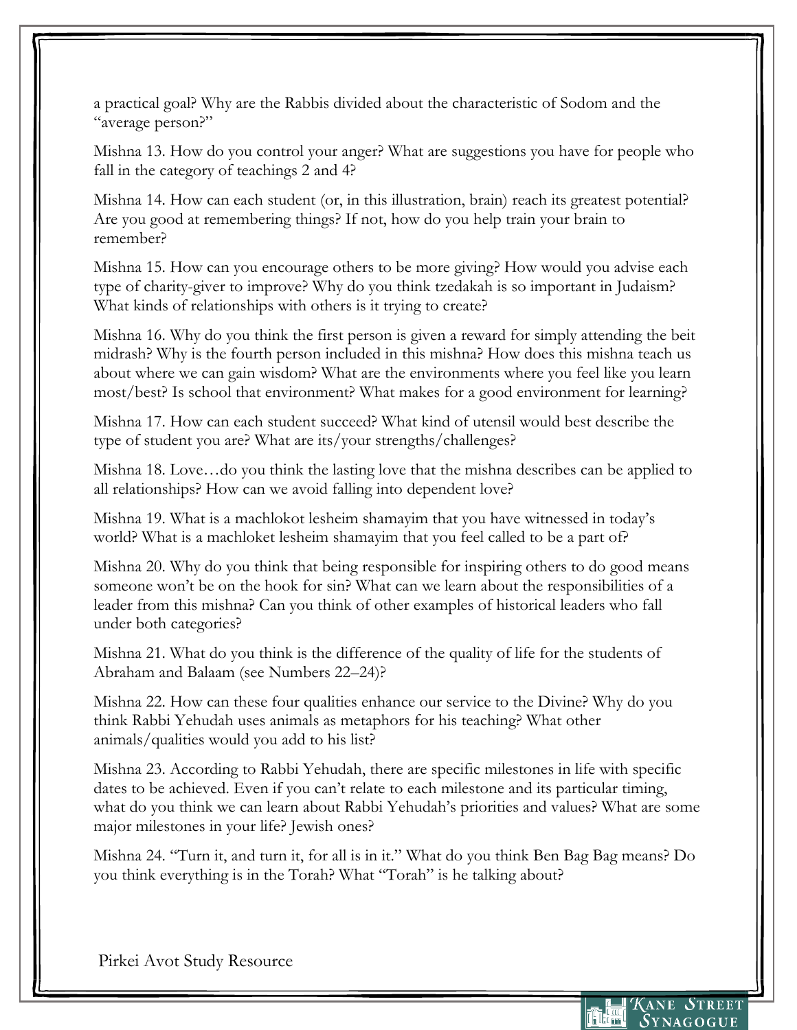a practical goal? Why are the Rabbis divided about the characteristic of Sodom and the "average person?"

Mishna 13. How do you control your anger? What are suggestions you have for people who fall in the category of teachings 2 and 4?

Mishna 14. How can each student (or, in this illustration, brain) reach its greatest potential? Are you good at remembering things? If not, how do you help train your brain to remember?

Mishna 15. How can you encourage others to be more giving? How would you advise each type of charity-giver to improve? Why do you think tzedakah is so important in Judaism? What kinds of relationships with others is it trying to create?

Mishna 16. Why do you think the first person is given a reward for simply attending the beit midrash? Why is the fourth person included in this mishna? How does this mishna teach us about where we can gain wisdom? What are the environments where you feel like you learn most/best? Is school that environment? What makes for a good environment for learning?

Mishna 17. How can each student succeed? What kind of utensil would best describe the type of student you are? What are its/your strengths/challenges?

Mishna 18. Love…do you think the lasting love that the mishna describes can be applied to all relationships? How can we avoid falling into dependent love?

Mishna 19. What is a machlokot lesheim shamayim that you have witnessed in today's world? What is a machloket lesheim shamayim that you feel called to be a part of?

Mishna 20. Why do you think that being responsible for inspiring others to do good means someone won't be on the hook for sin? What can we learn about the responsibilities of a leader from this mishna? Can you think of other examples of historical leaders who fall under both categories?

Mishna 21. What do you think is the difference of the quality of life for the students of Abraham and Balaam (see Numbers 22–24)?

Mishna 22. How can these four qualities enhance our service to the Divine? Why do you think Rabbi Yehudah uses animals as metaphors for his teaching? What other animals/qualities would you add to his list?

Mishna 23. According to Rabbi Yehudah, there are specific milestones in life with specific dates to be achieved. Even if you can't relate to each milestone and its particular timing, what do you think we can learn about Rabbi Yehudah's priorities and values? What are some major milestones in your life? Jewish ones?

Mishna 24. "Turn it, and turn it, for all is in it." What do you think Ben Bag Bag means? Do you think everything is in the Torah? What "Torah" is he talking about?